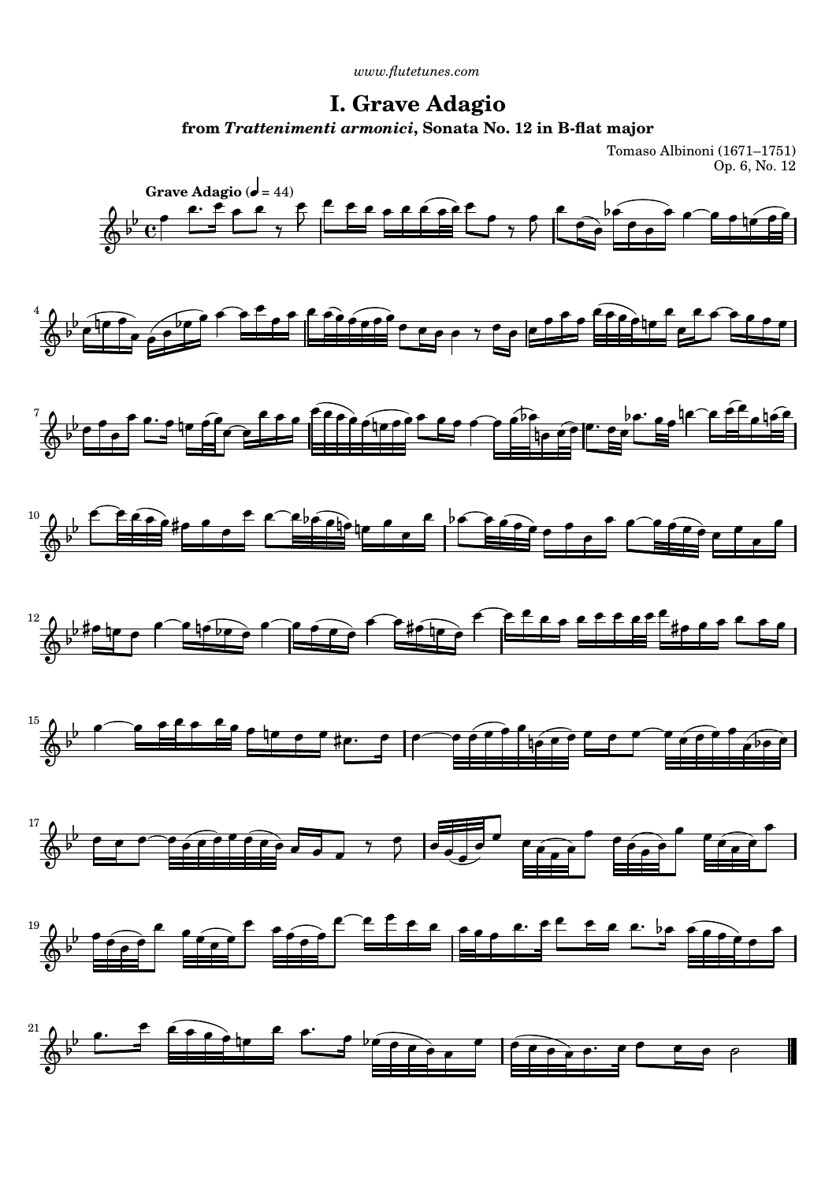www.flutetunes.com

# I. Grave Adagio

## from *Trattenimenti armonici*, Sonata No. 12 in B-flat major

Tomaso Albinoni (1671–1751)
Op. 6, No. 12

**Grave Adagio** (♩ = 44)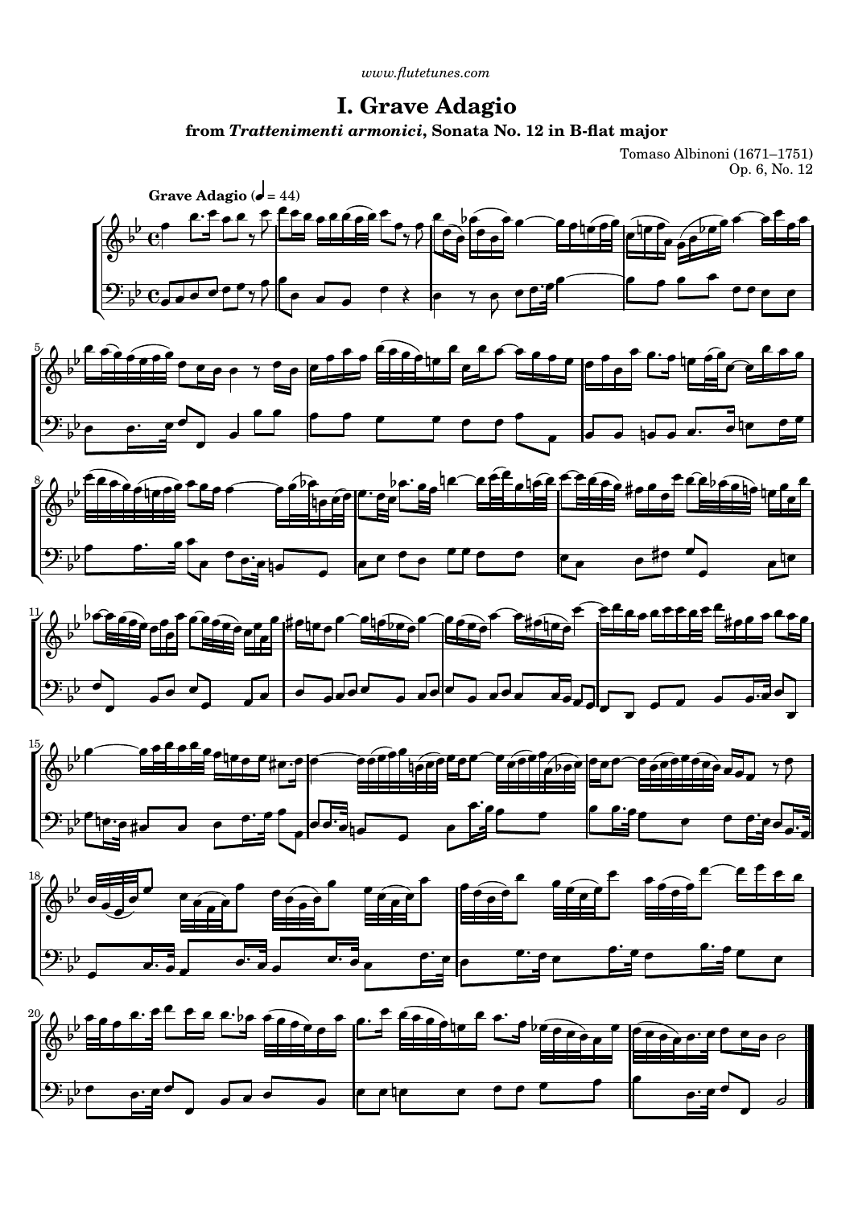www.flutetunes.com

# I. Grave Adagio

## from *Trattenimenti armonici*, Sonata No. 12 in B-flat major

Tomaso Albinoni (1671–1751)
Op. 6, No. 12

**Grave Adagio** (♩ = 44)